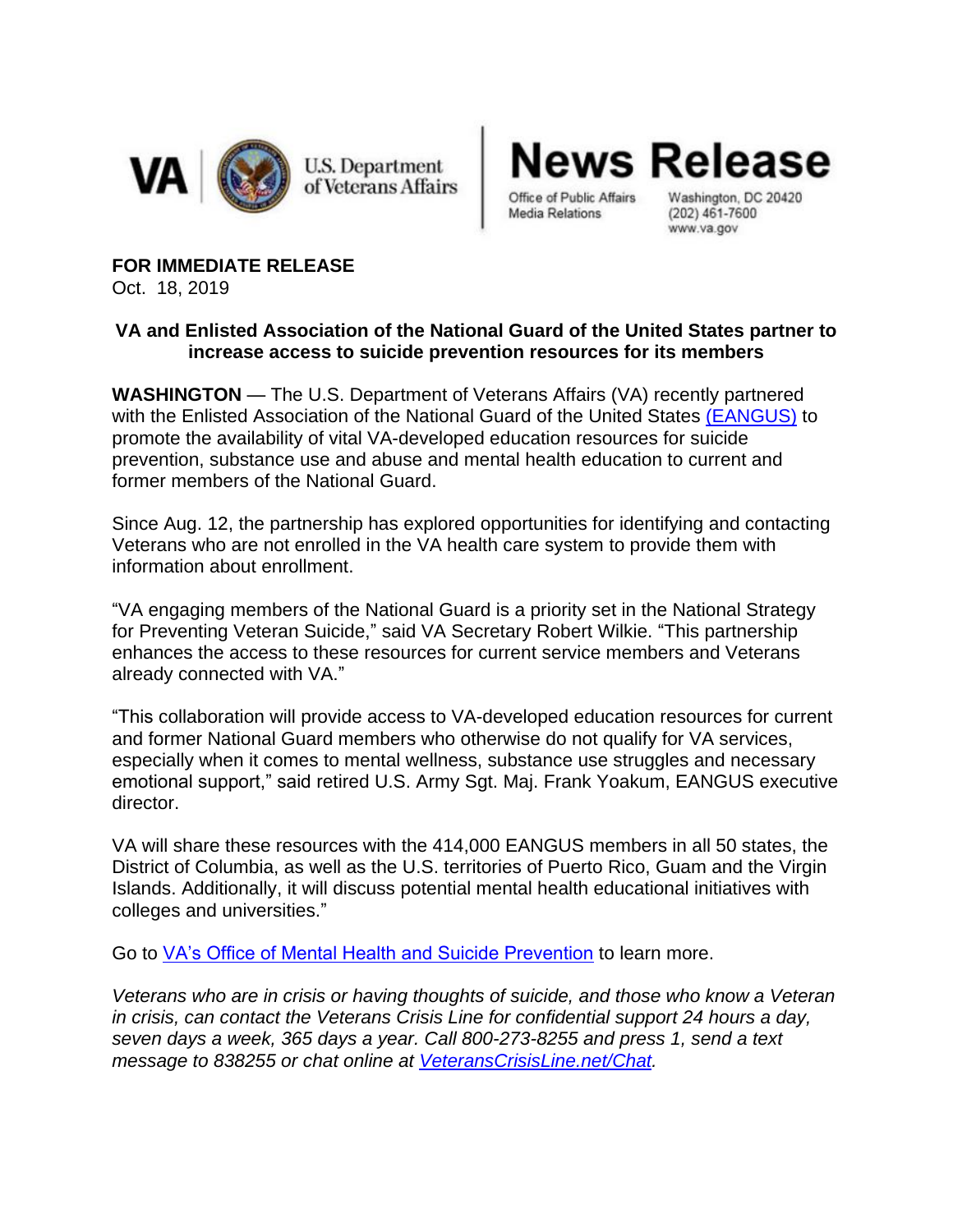VA | U.S. Department of Veterans Affairs

# News Release

Office of Public Affairs
Media Relations

Washington, DC 20420
(202) 461-7600
www.va.gov

**FOR IMMEDIATE RELEASE**
Oct. 18, 2019

## VA and Enlisted Association of the National Guard of the United States partner to increase access to suicide prevention resources for its members

**WASHINGTON** — The U.S. Department of Veterans Affairs (VA) recently partnered with the Enlisted Association of the National Guard of the United States (EANGUS) to promote the availability of vital VA-developed education resources for suicide prevention, substance use and abuse and mental health education to current and former members of the National Guard.

Since Aug. 12, the partnership has explored opportunities for identifying and contacting Veterans who are not enrolled in the VA health care system to provide them with information about enrollment.

"VA engaging members of the National Guard is a priority set in the National Strategy for Preventing Veteran Suicide," said VA Secretary Robert Wilkie. "This partnership enhances the access to these resources for current service members and Veterans already connected with VA."

"This collaboration will provide access to VA-developed education resources for current and former National Guard members who otherwise do not qualify for VA services, especially when it comes to mental wellness, substance use struggles and necessary emotional support," said retired U.S. Army Sgt. Maj. Frank Yoakum, EANGUS executive director.

VA will share these resources with the 414,000 EANGUS members in all 50 states, the District of Columbia, as well as the U.S. territories of Puerto Rico, Guam and the Virgin Islands. Additionally, it will discuss potential mental health educational initiatives with colleges and universities."

Go to VA's Office of Mental Health and Suicide Prevention to learn more.

*Veterans who are in crisis or having thoughts of suicide, and those who know a Veteran in crisis, can contact the Veterans Crisis Line for confidential support 24 hours a day, seven days a week, 365 days a year. Call 800-273-8255 and press 1, send a text message to 838255 or chat online at VeteransCrisisLine.net/Chat.*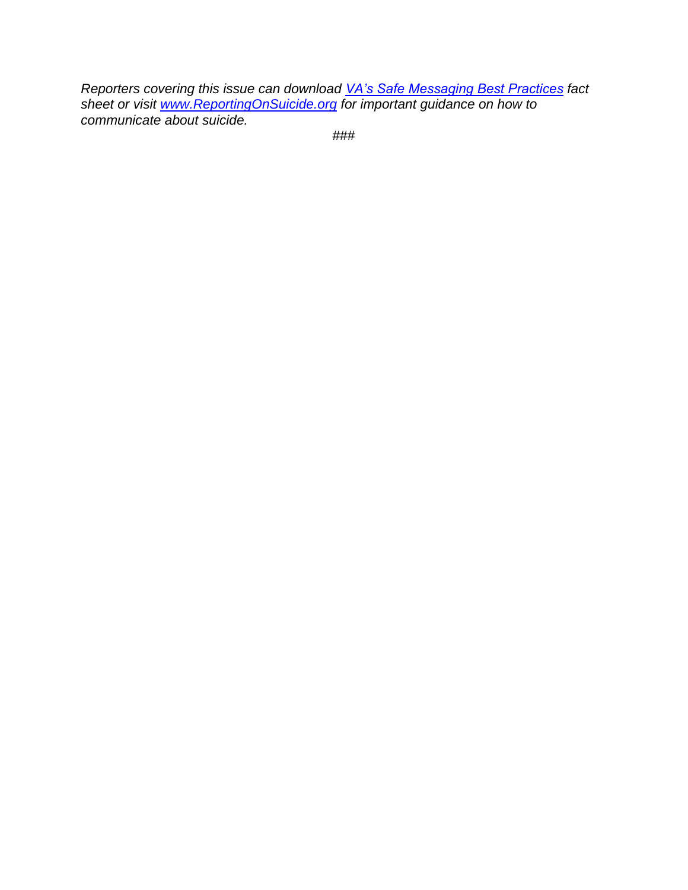*Reporters covering this issue can download [VA's Safe Messaging Best Practices] fact sheet or visit [www.ReportingOnSuicide.org] for important guidance on how to communicate about suicide.*

###